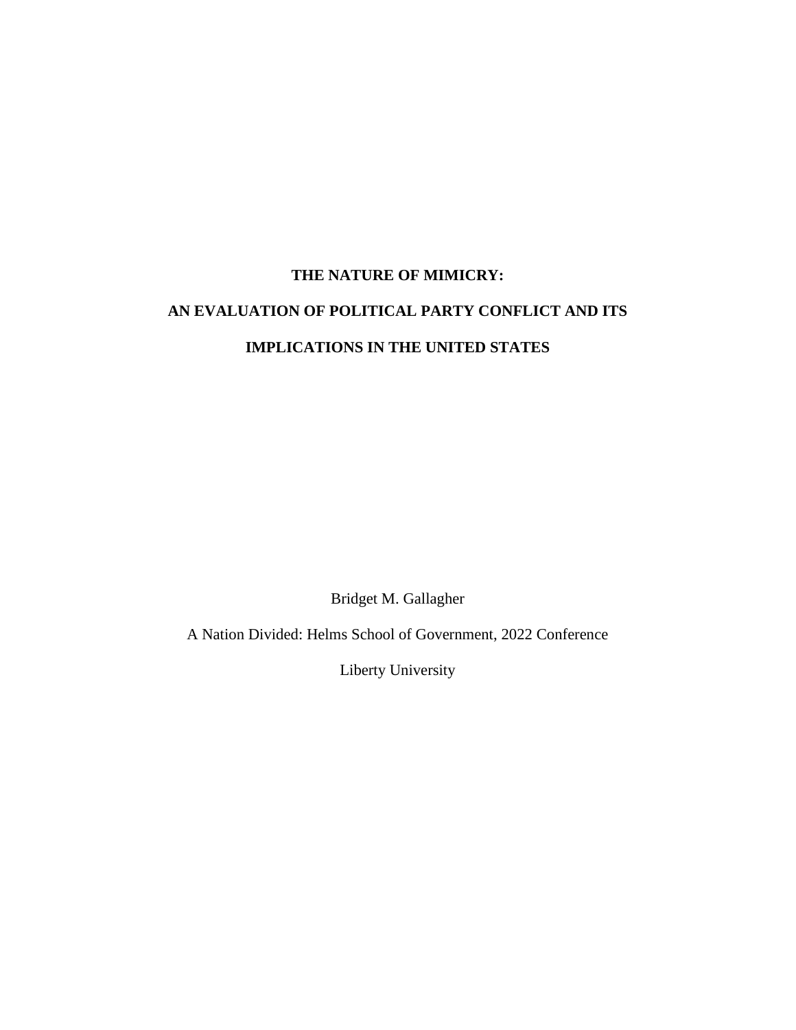# THE NATURE OF MIMICRY:

# AN EVALUATION OF POLITICAL PARTY CONFLICT AND ITS IMPLICATIONS IN THE UNITED STATES

Bridget M. Gallagher

A Nation Divided: Helms School of Government, 2022 Conference

Liberty University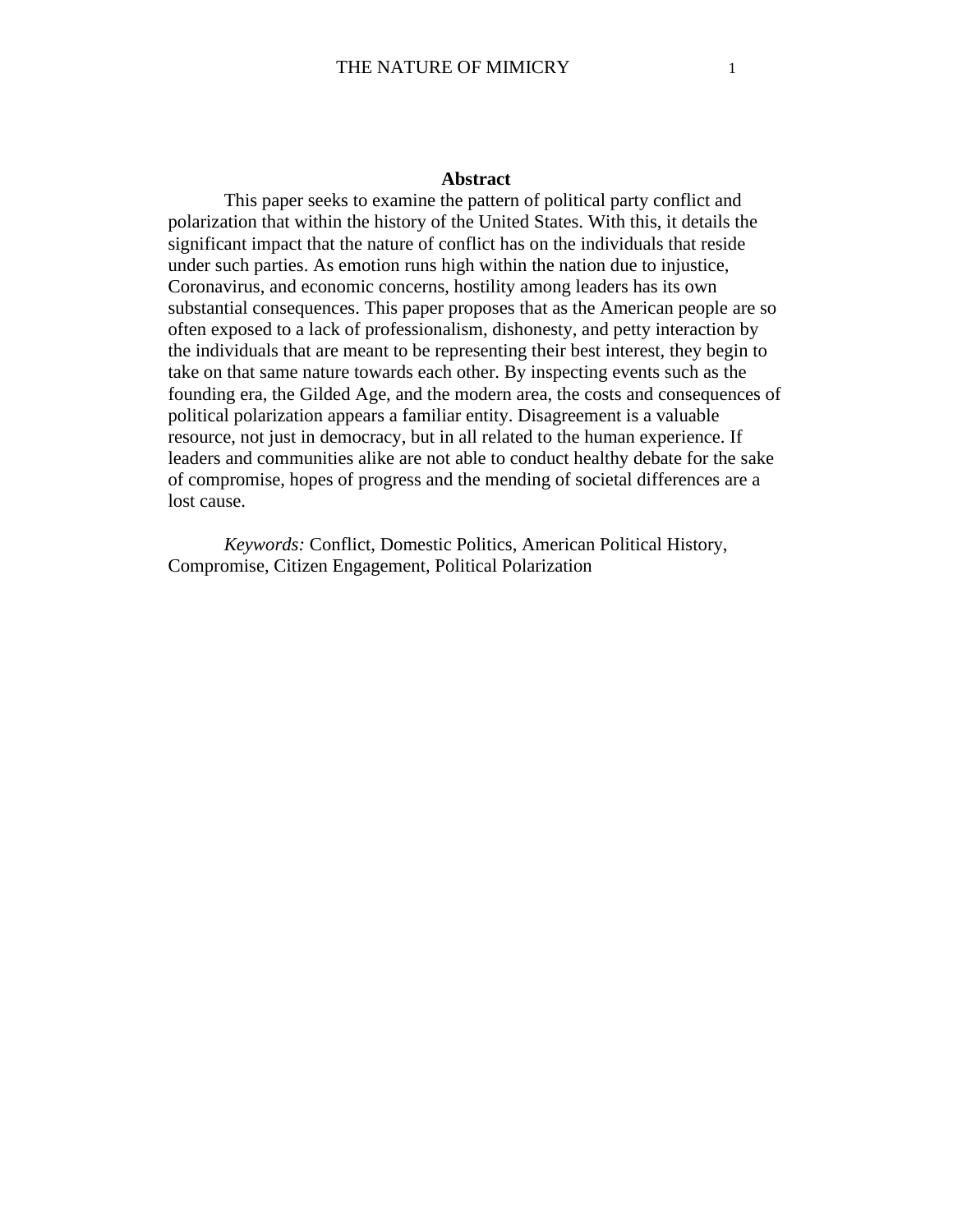## Abstract

This paper seeks to examine the pattern of political party conflict and polarization that within the history of the United States. With this, it details the significant impact that the nature of conflict has on the individuals that reside under such parties. As emotion runs high within the nation due to injustice, Coronavirus, and economic concerns, hostility among leaders has its own substantial consequences. This paper proposes that as the American people are so often exposed to a lack of professionalism, dishonesty, and petty interaction by the individuals that are meant to be representing their best interest, they begin to take on that same nature towards each other. By inspecting events such as the founding era, the Gilded Age, and the modern area, the costs and consequences of political polarization appears a familiar entity. Disagreement is a valuable resource, not just in democracy, but in all related to the human experience. If leaders and communities alike are not able to conduct healthy debate for the sake of compromise, hopes of progress and the mending of societal differences are a lost cause.

*Keywords:* Conflict, Domestic Politics, American Political History, Compromise, Citizen Engagement, Political Polarization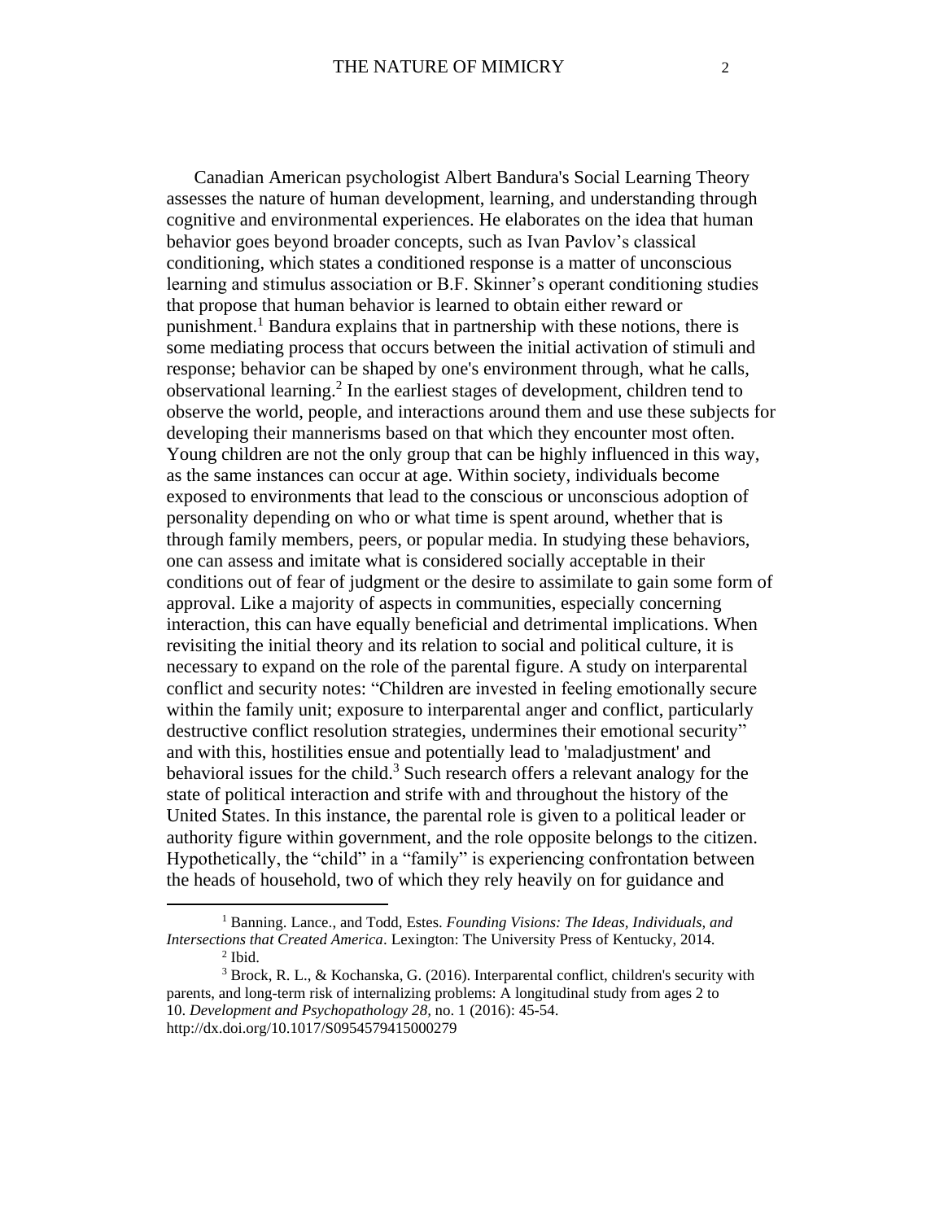Canadian American psychologist Albert Bandura's Social Learning Theory assesses the nature of human development, learning, and understanding through cognitive and environmental experiences. He elaborates on the idea that human behavior goes beyond broader concepts, such as Ivan Pavlov's classical conditioning, which states a conditioned response is a matter of unconscious learning and stimulus association or B.F. Skinner's operant conditioning studies that propose that human behavior is learned to obtain either reward or punishment.[1] Bandura explains that in partnership with these notions, there is some mediating process that occurs between the initial activation of stimuli and response; behavior can be shaped by one's environment through, what he calls, observational learning.[2] In the earliest stages of development, children tend to observe the world, people, and interactions around them and use these subjects for developing their mannerisms based on that which they encounter most often. Young children are not the only group that can be highly influenced in this way, as the same instances can occur at age. Within society, individuals become exposed to environments that lead to the conscious or unconscious adoption of personality depending on who or what time is spent around, whether that is through family members, peers, or popular media. In studying these behaviors, one can assess and imitate what is considered socially acceptable in their conditions out of fear of judgment or the desire to assimilate to gain some form of approval. Like a majority of aspects in communities, especially concerning interaction, this can have equally beneficial and detrimental implications. When revisiting the initial theory and its relation to social and political culture, it is necessary to expand on the role of the parental figure. A study on interparental conflict and security notes: "Children are invested in feeling emotionally secure within the family unit; exposure to interparental anger and conflict, particularly destructive conflict resolution strategies, undermines their emotional security" and with this, hostilities ensue and potentially lead to 'maladjustment' and behavioral issues for the child.[3] Such research offers a relevant analogy for the state of political interaction and strife with and throughout the history of the United States. In this instance, the parental role is given to a political leader or authority figure within government, and the role opposite belongs to the citizen. Hypothetically, the "child" in a "family" is experiencing confrontation between the heads of household, two of which they rely heavily on for guidance and

---

[1] Banning. Lance., and Todd, Estes. *Founding Visions: The Ideas, Individuals, and Intersections that Created America*. Lexington: The University Press of Kentucky, 2014.

[2] Ibid.

[3] Brock, R. L., & Kochanska, G. (2016). Interparental conflict, children's security with parents, and long-term risk of internalizing problems: A longitudinal study from ages 2 to 10. *Development and Psychopathology 28*, no. 1 (2016): 45-54. http://dx.doi.org/10.1017/S0954579415000279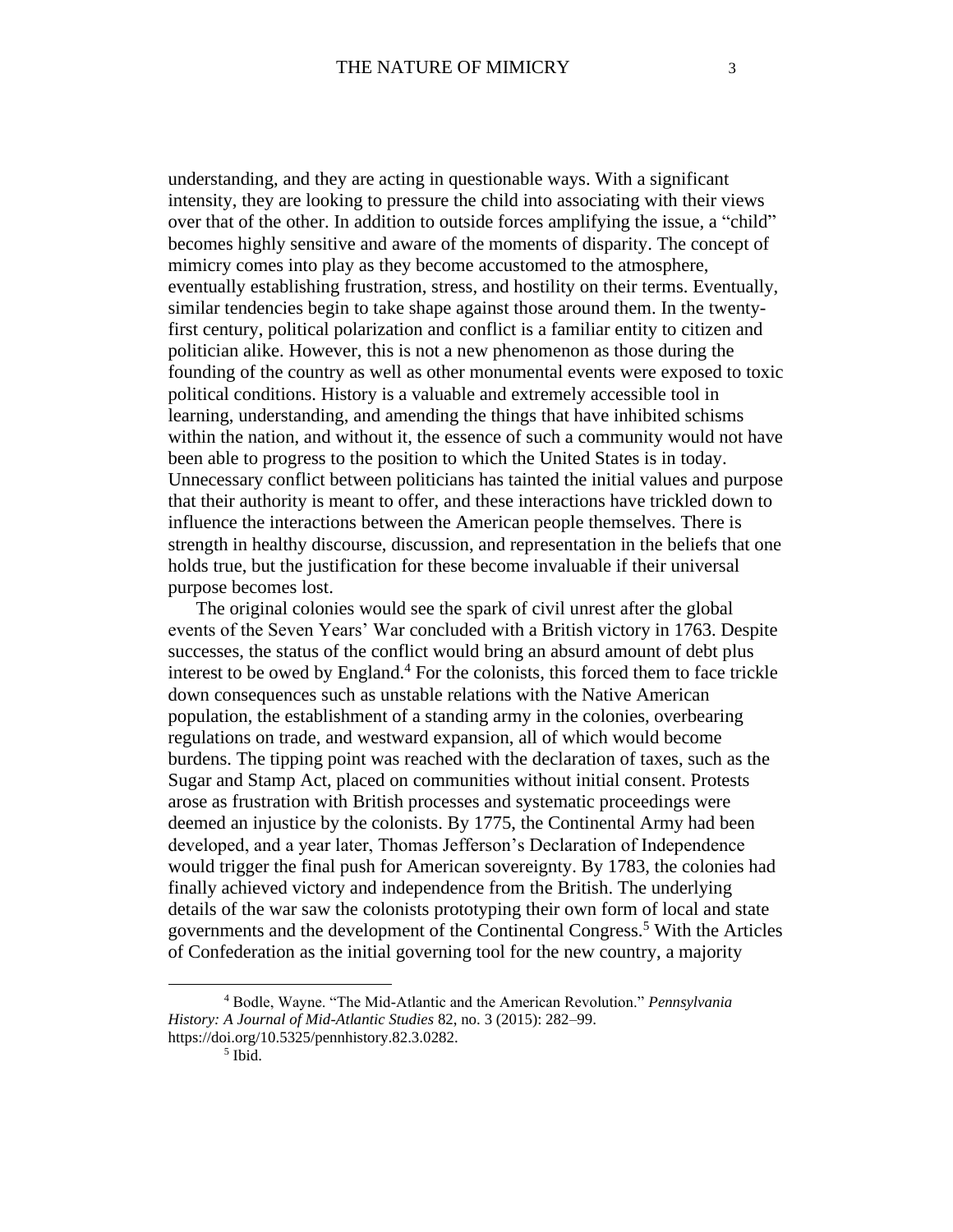understanding, and they are acting in questionable ways. With a significant intensity, they are looking to pressure the child into associating with their views over that of the other. In addition to outside forces amplifying the issue, a "child" becomes highly sensitive and aware of the moments of disparity. The concept of mimicry comes into play as they become accustomed to the atmosphere, eventually establishing frustration, stress, and hostility on their terms. Eventually, similar tendencies begin to take shape against those around them. In the twenty-first century, political polarization and conflict is a familiar entity to citizen and politician alike. However, this is not a new phenomenon as those during the founding of the country as well as other monumental events were exposed to toxic political conditions. History is a valuable and extremely accessible tool in learning, understanding, and amending the things that have inhibited schisms within the nation, and without it, the essence of such a community would not have been able to progress to the position to which the United States is in today. Unnecessary conflict between politicians has tainted the initial values and purpose that their authority is meant to offer, and these interactions have trickled down to influence the interactions between the American people themselves. There is strength in healthy discourse, discussion, and representation in the beliefs that one holds true, but the justification for these become invaluable if their universal purpose becomes lost.

The original colonies would see the spark of civil unrest after the global events of the Seven Years' War concluded with a British victory in 1763. Despite successes, the status of the conflict would bring an absurd amount of debt plus interest to be owed by England.[4] For the colonists, this forced them to face trickle down consequences such as unstable relations with the Native American population, the establishment of a standing army in the colonies, overbearing regulations on trade, and westward expansion, all of which would become burdens. The tipping point was reached with the declaration of taxes, such as the Sugar and Stamp Act, placed on communities without initial consent. Protests arose as frustration with British processes and systematic proceedings were deemed an injustice by the colonists. By 1775, the Continental Army had been developed, and a year later, Thomas Jefferson's Declaration of Independence would trigger the final push for American sovereignty. By 1783, the colonies had finally achieved victory and independence from the British. The underlying details of the war saw the colonists prototyping their own form of local and state governments and the development of the Continental Congress.[5] With the Articles of Confederation as the initial governing tool for the new country, a majority

[4] Bodle, Wayne. "The Mid-Atlantic and the American Revolution." *Pennsylvania History: A Journal of Mid-Atlantic Studies* 82, no. 3 (2015): 282–99. https://doi.org/10.5325/pennhistory.82.3.0282.

[5] Ibid.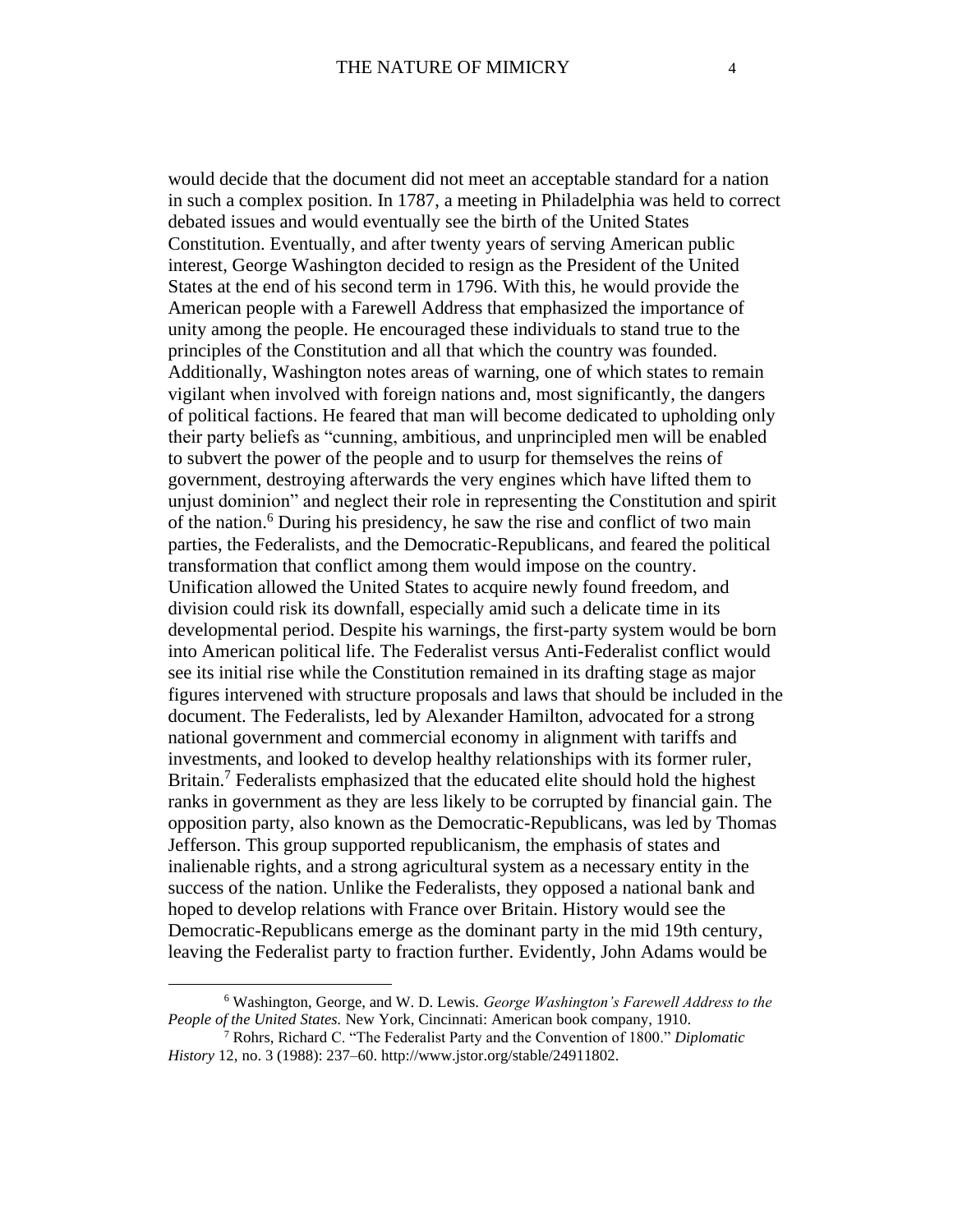would decide that the document did not meet an acceptable standard for a nation in such a complex position. In 1787, a meeting in Philadelphia was held to correct debated issues and would eventually see the birth of the United States Constitution. Eventually, and after twenty years of serving American public interest, George Washington decided to resign as the President of the United States at the end of his second term in 1796. With this, he would provide the American people with a Farewell Address that emphasized the importance of unity among the people. He encouraged these individuals to stand true to the principles of the Constitution and all that which the country was founded. Additionally, Washington notes areas of warning, one of which states to remain vigilant when involved with foreign nations and, most significantly, the dangers of political factions. He feared that man will become dedicated to upholding only their party beliefs as "cunning, ambitious, and unprincipled men will be enabled to subvert the power of the people and to usurp for themselves the reins of government, destroying afterwards the very engines which have lifted them to unjust dominion" and neglect their role in representing the Constitution and spirit of the nation.[6] During his presidency, he saw the rise and conflict of two main parties, the Federalists, and the Democratic-Republicans, and feared the political transformation that conflict among them would impose on the country. Unification allowed the United States to acquire newly found freedom, and division could risk its downfall, especially amid such a delicate time in its developmental period. Despite his warnings, the first-party system would be born into American political life. The Federalist versus Anti-Federalist conflict would see its initial rise while the Constitution remained in its drafting stage as major figures intervened with structure proposals and laws that should be included in the document. The Federalists, led by Alexander Hamilton, advocated for a strong national government and commercial economy in alignment with tariffs and investments, and looked to develop healthy relationships with its former ruler, Britain.[7] Federalists emphasized that the educated elite should hold the highest ranks in government as they are less likely to be corrupted by financial gain. The opposition party, also known as the Democratic-Republicans, was led by Thomas Jefferson. This group supported republicanism, the emphasis of states and inalienable rights, and a strong agricultural system as a necessary entity in the success of the nation. Unlike the Federalists, they opposed a national bank and hoped to develop relations with France over Britain. History would see the Democratic-Republicans emerge as the dominant party in the mid 19th century, leaving the Federalist party to fraction further. Evidently, John Adams would be

[6] Washington, George, and W. D. Lewis. *George Washington's Farewell Address to the People of the United States.* New York, Cincinnati: American book company, 1910.

[7] Rohrs, Richard C. "The Federalist Party and the Convention of 1800." *Diplomatic History* 12, no. 3 (1988): 237–60. http://www.jstor.org/stable/24911802.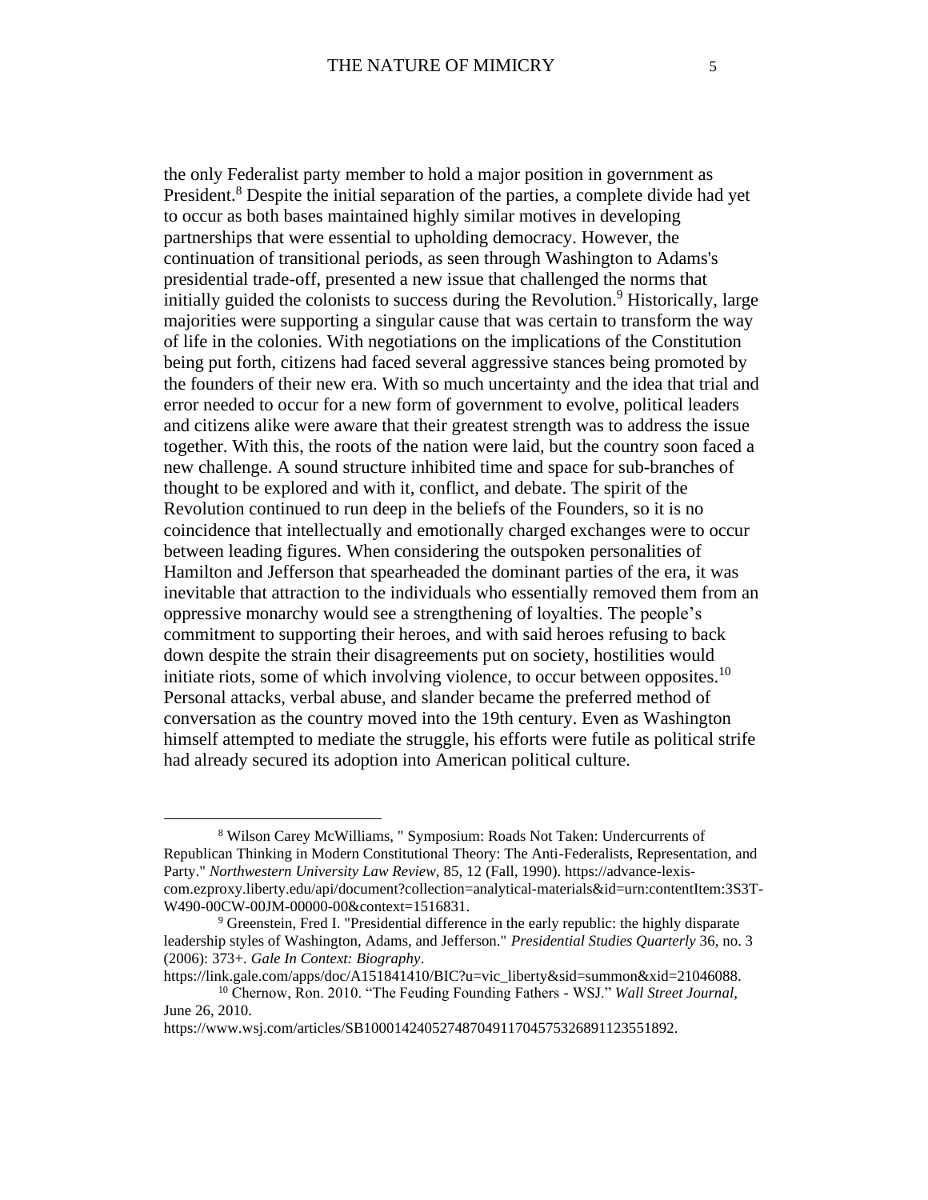the only Federalist party member to hold a major position in government as President.[8] Despite the initial separation of the parties, a complete divide had yet to occur as both bases maintained highly similar motives in developing partnerships that were essential to upholding democracy. However, the continuation of transitional periods, as seen through Washington to Adams's presidential trade-off, presented a new issue that challenged the norms that initially guided the colonists to success during the Revolution.[9] Historically, large majorities were supporting a singular cause that was certain to transform the way of life in the colonies. With negotiations on the implications of the Constitution being put forth, citizens had faced several aggressive stances being promoted by the founders of their new era. With so much uncertainty and the idea that trial and error needed to occur for a new form of government to evolve, political leaders and citizens alike were aware that their greatest strength was to address the issue together. With this, the roots of the nation were laid, but the country soon faced a new challenge. A sound structure inhibited time and space for sub-branches of thought to be explored and with it, conflict, and debate. The spirit of the Revolution continued to run deep in the beliefs of the Founders, so it is no coincidence that intellectually and emotionally charged exchanges were to occur between leading figures. When considering the outspoken personalities of Hamilton and Jefferson that spearheaded the dominant parties of the era, it was inevitable that attraction to the individuals who essentially removed them from an oppressive monarchy would see a strengthening of loyalties. The people's commitment to supporting their heroes, and with said heroes refusing to back down despite the strain their disagreements put on society, hostilities would initiate riots, some of which involving violence, to occur between opposites.[10] Personal attacks, verbal abuse, and slander became the preferred method of conversation as the country moved into the 19th century. Even as Washington himself attempted to mediate the struggle, his efforts were futile as political strife had already secured its adoption into American political culture.

---

[8] Wilson Carey McWilliams, " Symposium: Roads Not Taken: Undercurrents of Republican Thinking in Modern Constitutional Theory: The Anti-Federalists, Representation, and Party." *Northwestern University Law Review,* 85, 12 (Fall, 1990). https://advance-lexis-com.ezproxy.liberty.edu/api/document?collection=analytical-materials&id=urn:contentItem:3S3T-W490-00CW-00JM-00000-00&context=1516831.

[9] Greenstein, Fred I. "Presidential difference in the early republic: the highly disparate leadership styles of Washington, Adams, and Jefferson." *Presidential Studies Quarterly* 36, no. 3 (2006): 373+. *Gale In Context: Biography*. https://link.gale.com/apps/doc/A151841410/BIC?u=vic_liberty&sid=summon&xid=21046088.

[10] Chernow, Ron. 2010. "The Feuding Founding Fathers - WSJ." *Wall Street Journal*, June 26, 2010. https://www.wsj.com/articles/SB10001424052748704911704575326891123551892.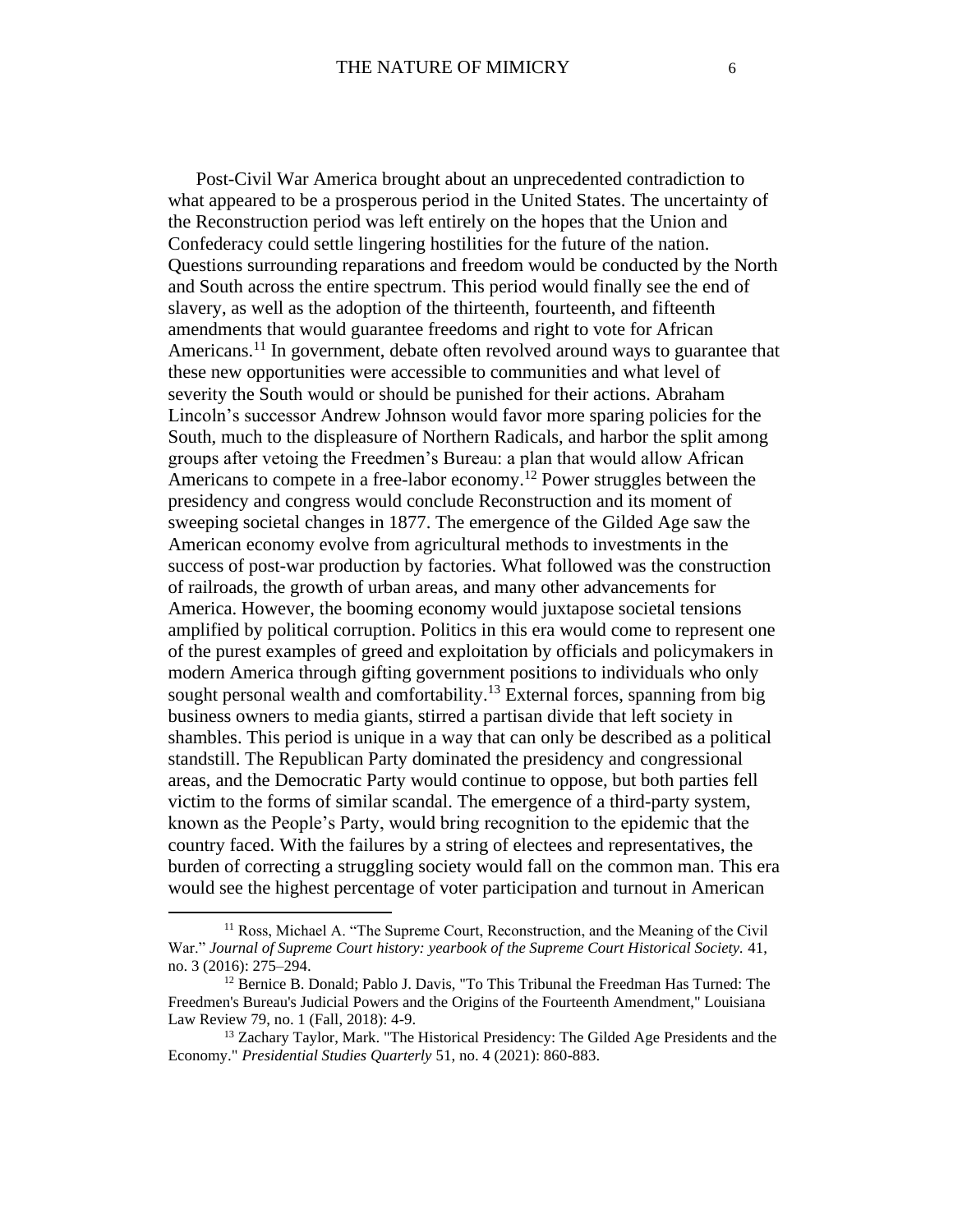Post-Civil War America brought about an unprecedented contradiction to what appeared to be a prosperous period in the United States. The uncertainty of the Reconstruction period was left entirely on the hopes that the Union and Confederacy could settle lingering hostilities for the future of the nation. Questions surrounding reparations and freedom would be conducted by the North and South across the entire spectrum. This period would finally see the end of slavery, as well as the adoption of the thirteenth, fourteenth, and fifteenth amendments that would guarantee freedoms and right to vote for African Americans.[11] In government, debate often revolved around ways to guarantee that these new opportunities were accessible to communities and what level of severity the South would or should be punished for their actions. Abraham Lincoln's successor Andrew Johnson would favor more sparing policies for the South, much to the displeasure of Northern Radicals, and harbor the split among groups after vetoing the Freedmen's Bureau: a plan that would allow African Americans to compete in a free-labor economy.[12] Power struggles between the presidency and congress would conclude Reconstruction and its moment of sweeping societal changes in 1877. The emergence of the Gilded Age saw the American economy evolve from agricultural methods to investments in the success of post-war production by factories. What followed was the construction of railroads, the growth of urban areas, and many other advancements for America. However, the booming economy would juxtapose societal tensions amplified by political corruption. Politics in this era would come to represent one of the purest examples of greed and exploitation by officials and policymakers in modern America through gifting government positions to individuals who only sought personal wealth and comfortability.[13] External forces, spanning from big business owners to media giants, stirred a partisan divide that left society in shambles. This period is unique in a way that can only be described as a political standstill. The Republican Party dominated the presidency and congressional areas, and the Democratic Party would continue to oppose, but both parties fell victim to the forms of similar scandal. The emergence of a third-party system, known as the People's Party, would bring recognition to the epidemic that the country faced. With the failures by a string of electees and representatives, the burden of correcting a struggling society would fall on the common man. This era would see the highest percentage of voter participation and turnout in American

---

[11] Ross, Michael A. "The Supreme Court, Reconstruction, and the Meaning of the Civil War." *Journal of Supreme Court history: yearbook of the Supreme Court Historical Society.* 41, no. 3 (2016): 275–294.

[12] Bernice B. Donald; Pablo J. Davis, "To This Tribunal the Freedman Has Turned: The Freedmen's Bureau's Judicial Powers and the Origins of the Fourteenth Amendment," Louisiana Law Review 79, no. 1 (Fall, 2018): 4-9.

[13] Zachary Taylor, Mark. "The Historical Presidency: The Gilded Age Presidents and the Economy." *Presidential Studies Quarterly* 51, no. 4 (2021): 860-883.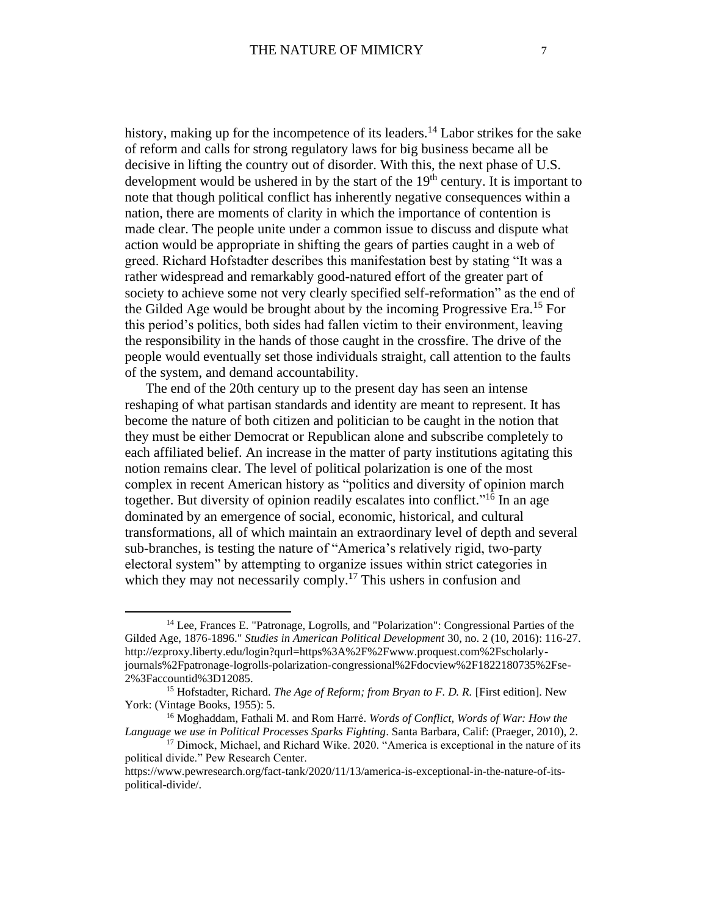history, making up for the incompetence of its leaders.[14] Labor strikes for the sake of reform and calls for strong regulatory laws for big business became all be decisive in lifting the country out of disorder. With this, the next phase of U.S. development would be ushered in by the start of the 19th century. It is important to note that though political conflict has inherently negative consequences within a nation, there are moments of clarity in which the importance of contention is made clear. The people unite under a common issue to discuss and dispute what action would be appropriate in shifting the gears of parties caught in a web of greed. Richard Hofstadter describes this manifestation best by stating "It was a rather widespread and remarkably good-natured effort of the greater part of society to achieve some not very clearly specified self-reformation" as the end of the Gilded Age would be brought about by the incoming Progressive Era.[15] For this period's politics, both sides had fallen victim to their environment, leaving the responsibility in the hands of those caught in the crossfire. The drive of the people would eventually set those individuals straight, call attention to the faults of the system, and demand accountability.

The end of the 20th century up to the present day has seen an intense reshaping of what partisan standards and identity are meant to represent. It has become the nature of both citizen and politician to be caught in the notion that they must be either Democrat or Republican alone and subscribe completely to each affiliated belief. An increase in the matter of party institutions agitating this notion remains clear. The level of political polarization is one of the most complex in recent American history as "politics and diversity of opinion march together. But diversity of opinion readily escalates into conflict."[16] In an age dominated by an emergence of social, economic, historical, and cultural transformations, all of which maintain an extraordinary level of depth and several sub-branches, is testing the nature of "America's relatively rigid, two-party electoral system" by attempting to organize issues within strict categories in which they may not necessarily comply.[17] This ushers in confusion and

---

[14] Lee, Frances E. "Patronage, Logrolls, and "Polarization": Congressional Parties of the Gilded Age, 1876-1896." *Studies in American Political Development* 30, no. 2 (10, 2016): 116-27. http://ezproxy.liberty.edu/login?qurl=https%3A%2F%2Fwww.proquest.com%2Fscholarly-journals%2Fpatronage-logrolls-polarization-congressional%2Fdocview%2F1822180735%2Fse-2%3Faccountid%3D12085.

[15] Hofstadter, Richard. *The Age of Reform; from Bryan to F. D. R.* [First edition]. New York: (Vintage Books, 1955): 5.

[16] Moghaddam, Fathali M. and Rom Harré. *Words of Conflict, Words of War: How the Language we use in Political Processes Sparks Fighting*. Santa Barbara, Calif: (Praeger, 2010), 2.

[17] Dimock, Michael, and Richard Wike. 2020. "America is exceptional in the nature of its political divide." Pew Research Center. https://www.pewresearch.org/fact-tank/2020/11/13/america-is-exceptional-in-the-nature-of-its-political-divide/.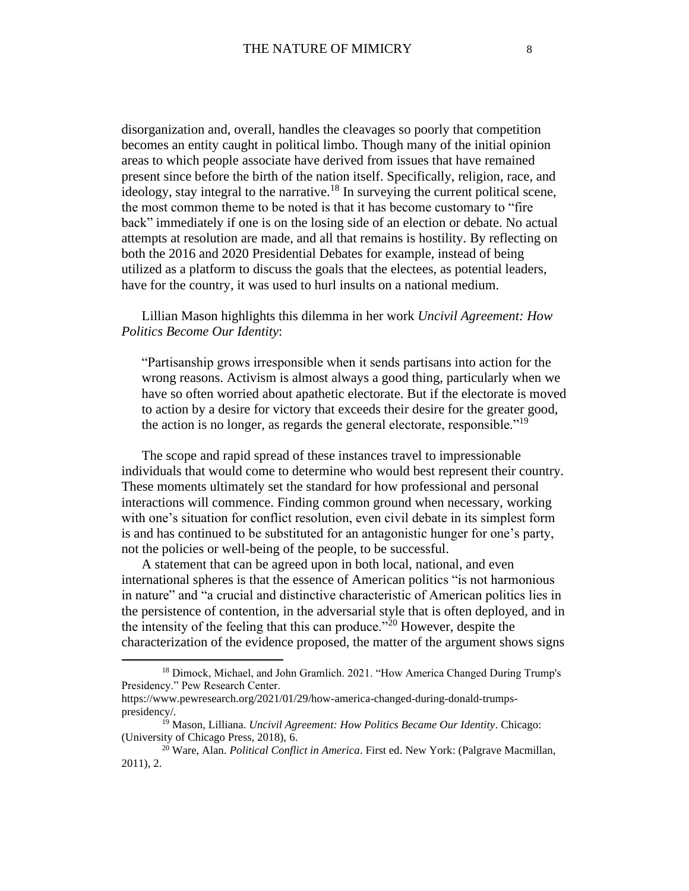disorganization and, overall, handles the cleavages so poorly that competition becomes an entity caught in political limbo. Though many of the initial opinion areas to which people associate have derived from issues that have remained present since before the birth of the nation itself. Specifically, religion, race, and ideology, stay integral to the narrative.[18] In surveying the current political scene, the most common theme to be noted is that it has become customary to "fire back" immediately if one is on the losing side of an election or debate. No actual attempts at resolution are made, and all that remains is hostility. By reflecting on both the 2016 and 2020 Presidential Debates for example, instead of being utilized as a platform to discuss the goals that the electees, as potential leaders, have for the country, it was used to hurl insults on a national medium.

Lillian Mason highlights this dilemma in her work *Uncivil Agreement: How Politics Become Our Identity*:

> "Partisanship grows irresponsible when it sends partisans into action for the wrong reasons. Activism is almost always a good thing, particularly when we have so often worried about apathetic electorate. But if the electorate is moved to action by a desire for victory that exceeds their desire for the greater good, the action is no longer, as regards the general electorate, responsible."[19]

The scope and rapid spread of these instances travel to impressionable individuals that would come to determine who would best represent their country. These moments ultimately set the standard for how professional and personal interactions will commence. Finding common ground when necessary, working with one's situation for conflict resolution, even civil debate in its simplest form is and has continued to be substituted for an antagonistic hunger for one's party, not the policies or well-being of the people, to be successful.

A statement that can be agreed upon in both local, national, and even international spheres is that the essence of American politics "is not harmonious in nature" and "a crucial and distinctive characteristic of American politics lies in the persistence of contention, in the adversarial style that is often deployed, and in the intensity of the feeling that this can produce."[20] However, despite the characterization of the evidence proposed, the matter of the argument shows signs

---

[18] Dimock, Michael, and John Gramlich. 2021. "How America Changed During Trump's Presidency." Pew Research Center. https://www.pewresearch.org/2021/01/29/how-america-changed-during-donald-trumps-presidency/.

[19] Mason, Lilliana. *Uncivil Agreement: How Politics Became Our Identity*. Chicago: (University of Chicago Press, 2018), 6.

[20] Ware, Alan. *Political Conflict in America*. First ed. New York: (Palgrave Macmillan, 2011), 2.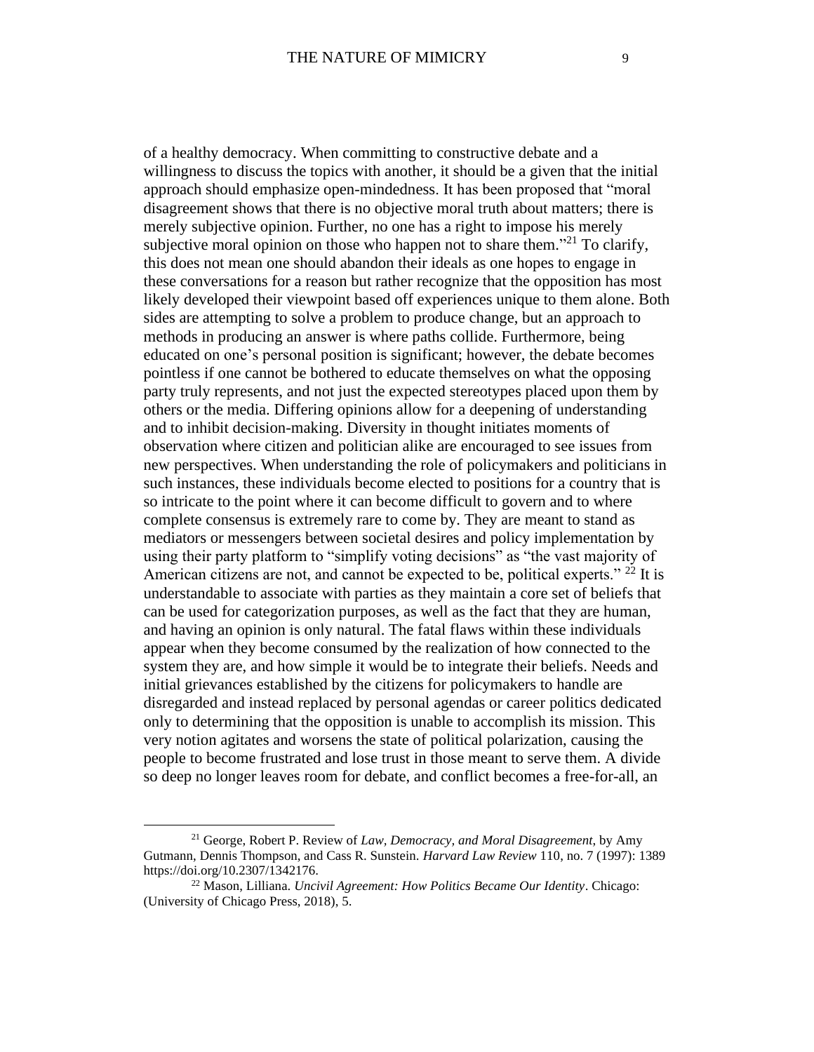of a healthy democracy. When committing to constructive debate and a willingness to discuss the topics with another, it should be a given that the initial approach should emphasize open-mindedness. It has been proposed that "moral disagreement shows that there is no objective moral truth about matters; there is merely subjective opinion. Further, no one has a right to impose his merely subjective moral opinion on those who happen not to share them."[21] To clarify, this does not mean one should abandon their ideals as one hopes to engage in these conversations for a reason but rather recognize that the opposition has most likely developed their viewpoint based off experiences unique to them alone. Both sides are attempting to solve a problem to produce change, but an approach to methods in producing an answer is where paths collide. Furthermore, being educated on one's personal position is significant; however, the debate becomes pointless if one cannot be bothered to educate themselves on what the opposing party truly represents, and not just the expected stereotypes placed upon them by others or the media. Differing opinions allow for a deepening of understanding and to inhibit decision-making. Diversity in thought initiates moments of observation where citizen and politician alike are encouraged to see issues from new perspectives. When understanding the role of policymakers and politicians in such instances, these individuals become elected to positions for a country that is so intricate to the point where it can become difficult to govern and to where complete consensus is extremely rare to come by. They are meant to stand as mediators or messengers between societal desires and policy implementation by using their party platform to "simplify voting decisions" as "the vast majority of American citizens are not, and cannot be expected to be, political experts." [22] It is understandable to associate with parties as they maintain a core set of beliefs that can be used for categorization purposes, as well as the fact that they are human, and having an opinion is only natural. The fatal flaws within these individuals appear when they become consumed by the realization of how connected to the system they are, and how simple it would be to integrate their beliefs. Needs and initial grievances established by the citizens for policymakers to handle are disregarded and instead replaced by personal agendas or career politics dedicated only to determining that the opposition is unable to accomplish its mission. This very notion agitates and worsens the state of political polarization, causing the people to become frustrated and lose trust in those meant to serve them. A divide so deep no longer leaves room for debate, and conflict becomes a free-for-all, an

---

[21] George, Robert P. Review of *Law, Democracy, and Moral Disagreement*, by Amy Gutmann, Dennis Thompson, and Cass R. Sunstein. *Harvard Law Review* 110, no. 7 (1997): 1389 https://doi.org/10.2307/1342176.

[22] Mason, Lilliana. *Uncivil Agreement: How Politics Became Our Identity*. Chicago: (University of Chicago Press, 2018), 5.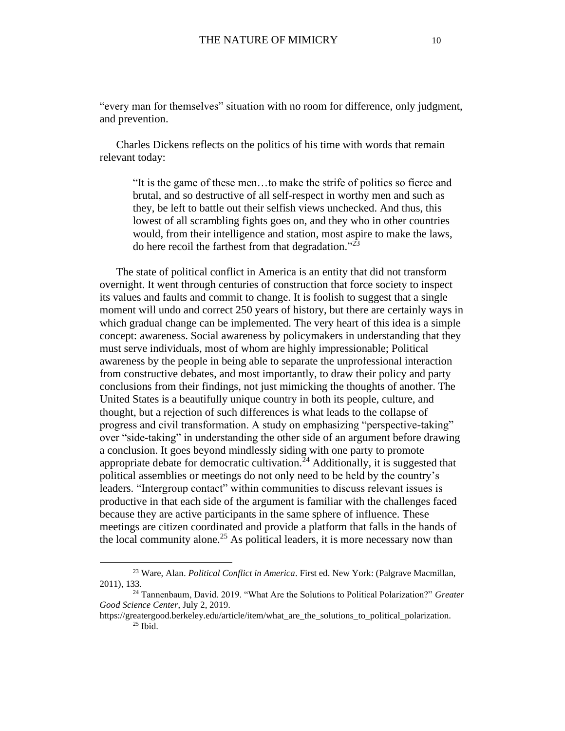"every man for themselves" situation with no room for difference, only judgment, and prevention.

Charles Dickens reflects on the politics of his time with words that remain relevant today:

> "It is the game of these men…to make the strife of politics so fierce and brutal, and so destructive of all self-respect in worthy men and such as they, be left to battle out their selfish views unchecked. And thus, this lowest of all scrambling fights goes on, and they who in other countries would, from their intelligence and station, most aspire to make the laws, do here recoil the farthest from that degradation."[23]

The state of political conflict in America is an entity that did not transform overnight. It went through centuries of construction that force society to inspect its values and faults and commit to change. It is foolish to suggest that a single moment will undo and correct 250 years of history, but there are certainly ways in which gradual change can be implemented. The very heart of this idea is a simple concept: awareness. Social awareness by policymakers in understanding that they must serve individuals, most of whom are highly impressionable; Political awareness by the people in being able to separate the unprofessional interaction from constructive debates, and most importantly, to draw their policy and party conclusions from their findings, not just mimicking the thoughts of another. The United States is a beautifully unique country in both its people, culture, and thought, but a rejection of such differences is what leads to the collapse of progress and civil transformation. A study on emphasizing "perspective-taking" over "side-taking" in understanding the other side of an argument before drawing a conclusion. It goes beyond mindlessly siding with one party to promote appropriate debate for democratic cultivation.[24] Additionally, it is suggested that political assemblies or meetings do not only need to be held by the country's leaders. "Intergroup contact" within communities to discuss relevant issues is productive in that each side of the argument is familiar with the challenges faced because they are active participants in the same sphere of influence. These meetings are citizen coordinated and provide a platform that falls in the hands of the local community alone.[25] As political leaders, it is more necessary now than

---

[23] Ware, Alan. *Political Conflict in America*. First ed. New York: (Palgrave Macmillan, 2011), 133.

[24] Tannenbaum, David. 2019. "What Are the Solutions to Political Polarization?" *Greater Good Science Center*, July 2, 2019. https://greatergood.berkeley.edu/article/item/what_are_the_solutions_to_political_polarization.

[25] Ibid.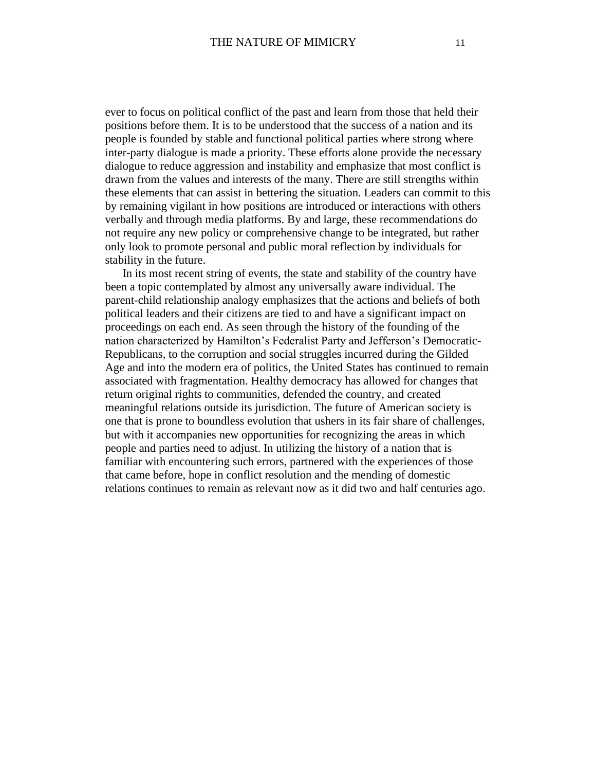ever to focus on political conflict of the past and learn from those that held their positions before them. It is to be understood that the success of a nation and its people is founded by stable and functional political parties where strong where inter-party dialogue is made a priority. These efforts alone provide the necessary dialogue to reduce aggression and instability and emphasize that most conflict is drawn from the values and interests of the many. There are still strengths within these elements that can assist in bettering the situation. Leaders can commit to this by remaining vigilant in how positions are introduced or interactions with others verbally and through media platforms. By and large, these recommendations do not require any new policy or comprehensive change to be integrated, but rather only look to promote personal and public moral reflection by individuals for stability in the future.

In its most recent string of events, the state and stability of the country have been a topic contemplated by almost any universally aware individual. The parent-child relationship analogy emphasizes that the actions and beliefs of both political leaders and their citizens are tied to and have a significant impact on proceedings on each end. As seen through the history of the founding of the nation characterized by Hamilton's Federalist Party and Jefferson's Democratic-Republicans, to the corruption and social struggles incurred during the Gilded Age and into the modern era of politics, the United States has continued to remain associated with fragmentation. Healthy democracy has allowed for changes that return original rights to communities, defended the country, and created meaningful relations outside its jurisdiction. The future of American society is one that is prone to boundless evolution that ushers in its fair share of challenges, but with it accompanies new opportunities for recognizing the areas in which people and parties need to adjust. In utilizing the history of a nation that is familiar with encountering such errors, partnered with the experiences of those that came before, hope in conflict resolution and the mending of domestic relations continues to remain as relevant now as it did two and half centuries ago.